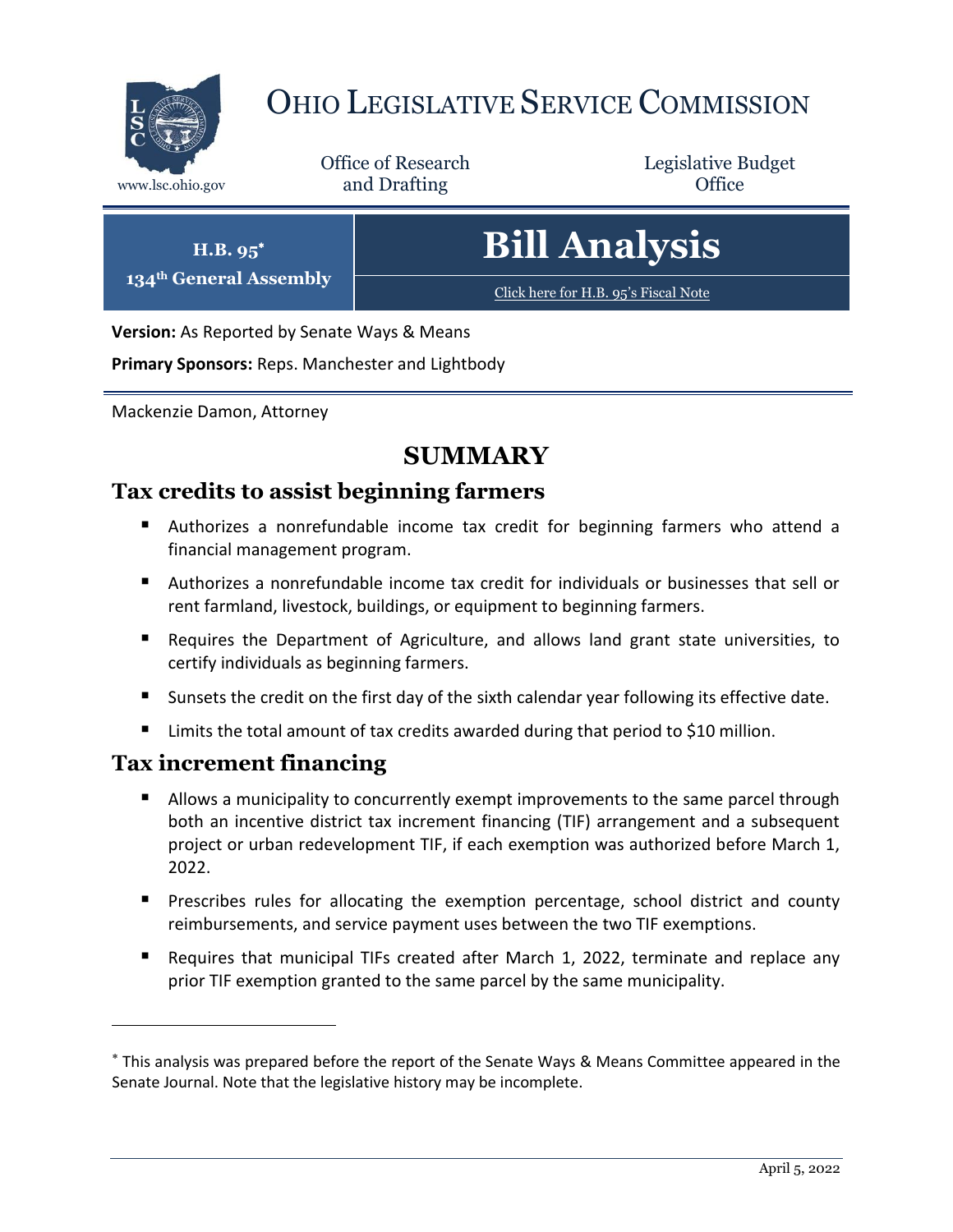# OHIO LEGISLATIVE SERVICE COMMISSION

www.lsc.ohio.gov

Office of Research and Drafting

Legislative Budget Office

**H.B. 95***
**134th General Assembly**

# Bill Analysis

Click here for H.B. 95's Fiscal Note

**Version:** As Reported by Senate Ways & Means

**Primary Sponsors:** Reps. Manchester and Lightbody

Mackenzie Damon, Attorney

## SUMMARY

### Tax credits to assist beginning farmers

- Authorizes a nonrefundable income tax credit for beginning farmers who attend a financial management program.
- Authorizes a nonrefundable income tax credit for individuals or businesses that sell or rent farmland, livestock, buildings, or equipment to beginning farmers.
- Requires the Department of Agriculture, and allows land grant state universities, to certify individuals as beginning farmers.
- Sunsets the credit on the first day of the sixth calendar year following its effective date.
- Limits the total amount of tax credits awarded during that period to $10 million.

### Tax increment financing

- Allows a municipality to concurrently exempt improvements to the same parcel through both an incentive district tax increment financing (TIF) arrangement and a subsequent project or urban redevelopment TIF, if each exemption was authorized before March 1, 2022.
- Prescribes rules for allocating the exemption percentage, school district and county reimbursements, and service payment uses between the two TIF exemptions.
- Requires that municipal TIFs created after March 1, 2022, terminate and replace any prior TIF exemption granted to the same parcel by the same municipality.

* This analysis was prepared before the report of the Senate Ways & Means Committee appeared in the Senate Journal. Note that the legislative history may be incomplete.

April 5, 2022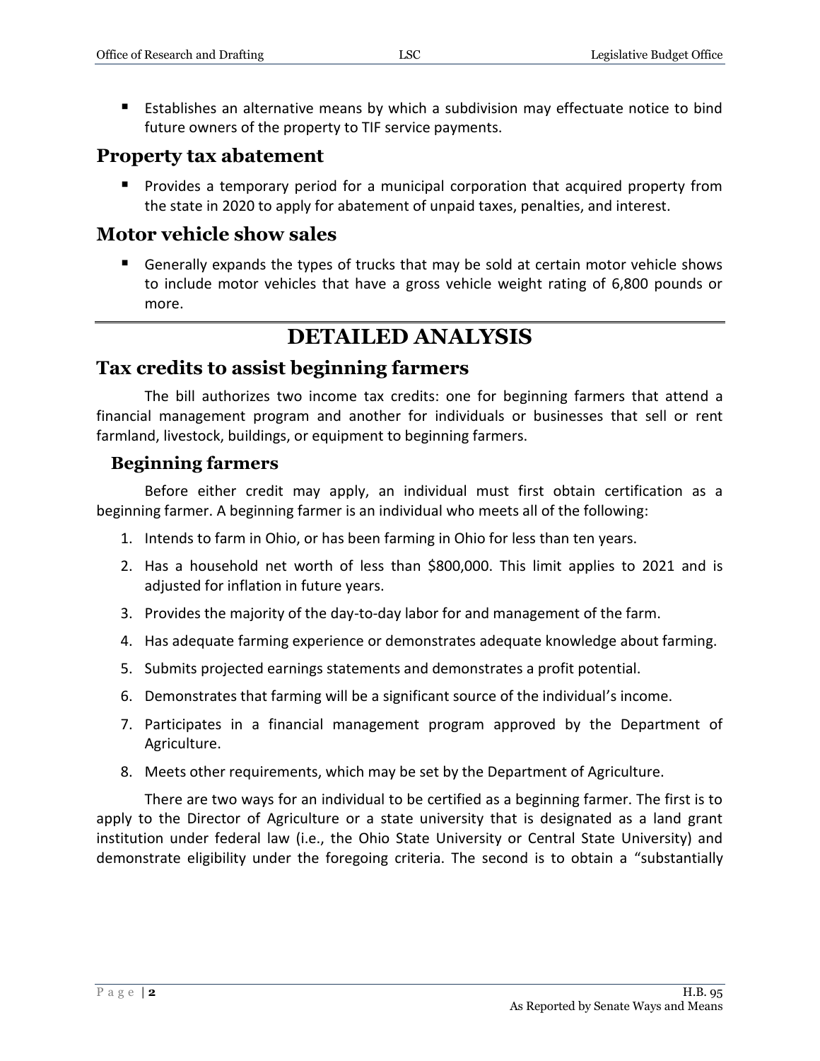- Establishes an alternative means by which a subdivision may effectuate notice to bind future owners of the property to TIF service payments.

## Property tax abatement

- Provides a temporary period for a municipal corporation that acquired property from the state in 2020 to apply for abatement of unpaid taxes, penalties, and interest.

## Motor vehicle show sales

- Generally expands the types of trucks that may be sold at certain motor vehicle shows to include motor vehicles that have a gross vehicle weight rating of 6,800 pounds or more.

# DETAILED ANALYSIS

## Tax credits to assist beginning farmers

The bill authorizes two income tax credits: one for beginning farmers that attend a financial management program and another for individuals or businesses that sell or rent farmland, livestock, buildings, or equipment to beginning farmers.

### Beginning farmers

Before either credit may apply, an individual must first obtain certification as a beginning farmer. A beginning farmer is an individual who meets all of the following:

1. Intends to farm in Ohio, or has been farming in Ohio for less than ten years.
2. Has a household net worth of less than $800,000. This limit applies to 2021 and is adjusted for inflation in future years.
3. Provides the majority of the day-to-day labor for and management of the farm.
4. Has adequate farming experience or demonstrates adequate knowledge about farming.
5. Submits projected earnings statements and demonstrates a profit potential.
6. Demonstrates that farming will be a significant source of the individual's income.
7. Participates in a financial management program approved by the Department of Agriculture.
8. Meets other requirements, which may be set by the Department of Agriculture.

There are two ways for an individual to be certified as a beginning farmer. The first is to apply to the Director of Agriculture or a state university that is designated as a land grant institution under federal law (i.e., the Ohio State University or Central State University) and demonstrate eligibility under the foregoing criteria. The second is to obtain a "substantially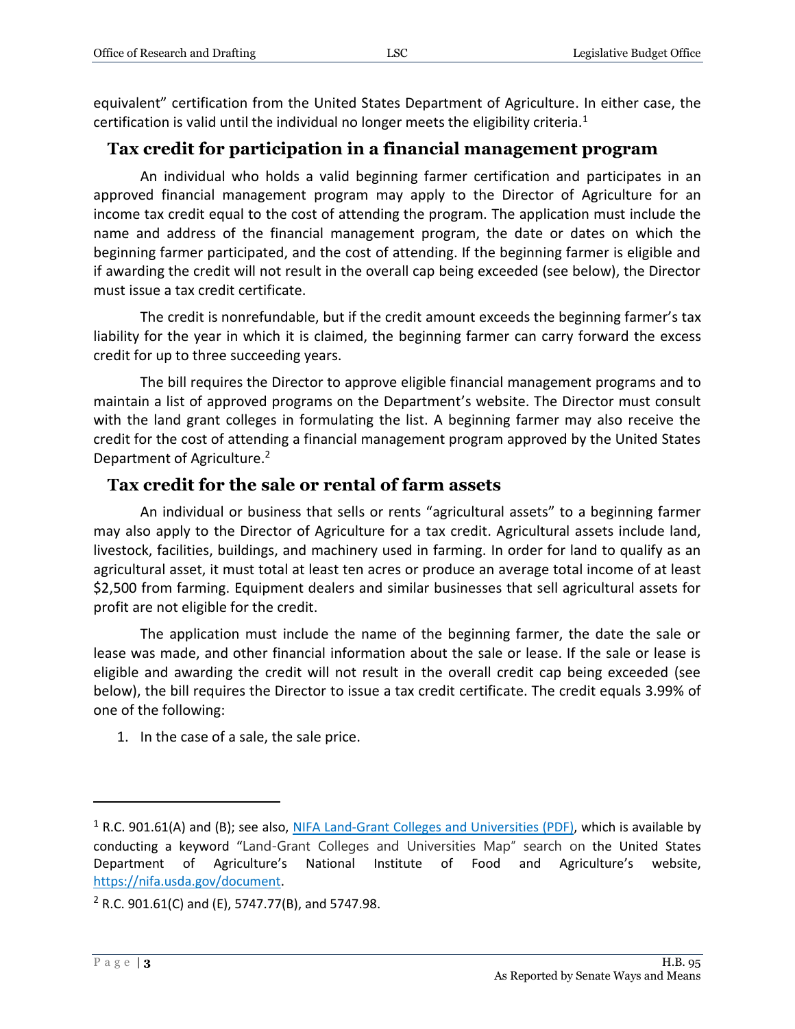equivalent" certification from the United States Department of Agriculture. In either case, the certification is valid until the individual no longer meets the eligibility criteria.[1]

## Tax credit for participation in a financial management program

An individual who holds a valid beginning farmer certification and participates in an approved financial management program may apply to the Director of Agriculture for an income tax credit equal to the cost of attending the program. The application must include the name and address of the financial management program, the date or dates on which the beginning farmer participated, and the cost of attending. If the beginning farmer is eligible and if awarding the credit will not result in the overall cap being exceeded (see below), the Director must issue a tax credit certificate.

The credit is nonrefundable, but if the credit amount exceeds the beginning farmer's tax liability for the year in which it is claimed, the beginning farmer can carry forward the excess credit for up to three succeeding years.

The bill requires the Director to approve eligible financial management programs and to maintain a list of approved programs on the Department's website. The Director must consult with the land grant colleges in formulating the list. A beginning farmer may also receive the credit for the cost of attending a financial management program approved by the United States Department of Agriculture.[2]

## Tax credit for the sale or rental of farm assets

An individual or business that sells or rents "agricultural assets" to a beginning farmer may also apply to the Director of Agriculture for a tax credit. Agricultural assets include land, livestock, facilities, buildings, and machinery used in farming. In order for land to qualify as an agricultural asset, it must total at least ten acres or produce an average total income of at least $2,500 from farming. Equipment dealers and similar businesses that sell agricultural assets for profit are not eligible for the credit.

The application must include the name of the beginning farmer, the date the sale or lease was made, and other financial information about the sale or lease. If the sale or lease is eligible and awarding the credit will not result in the overall credit cap being exceeded (see below), the bill requires the Director to issue a tax credit certificate. The credit equals 3.99% of one of the following:

1. In the case of a sale, the sale price.

---

[1] R.C. 901.61(A) and (B); see also, [NIFA Land-Grant Colleges and Universities (PDF)](https://nifa.usda.gov/document), which is available by conducting a keyword "Land-Grant Colleges and Universities Map" search on the United States Department of Agriculture's National Institute of Food and Agriculture's website, [https://nifa.usda.gov/document](https://nifa.usda.gov/document).

[2] R.C. 901.61(C) and (E), 5747.77(B), and 5747.98.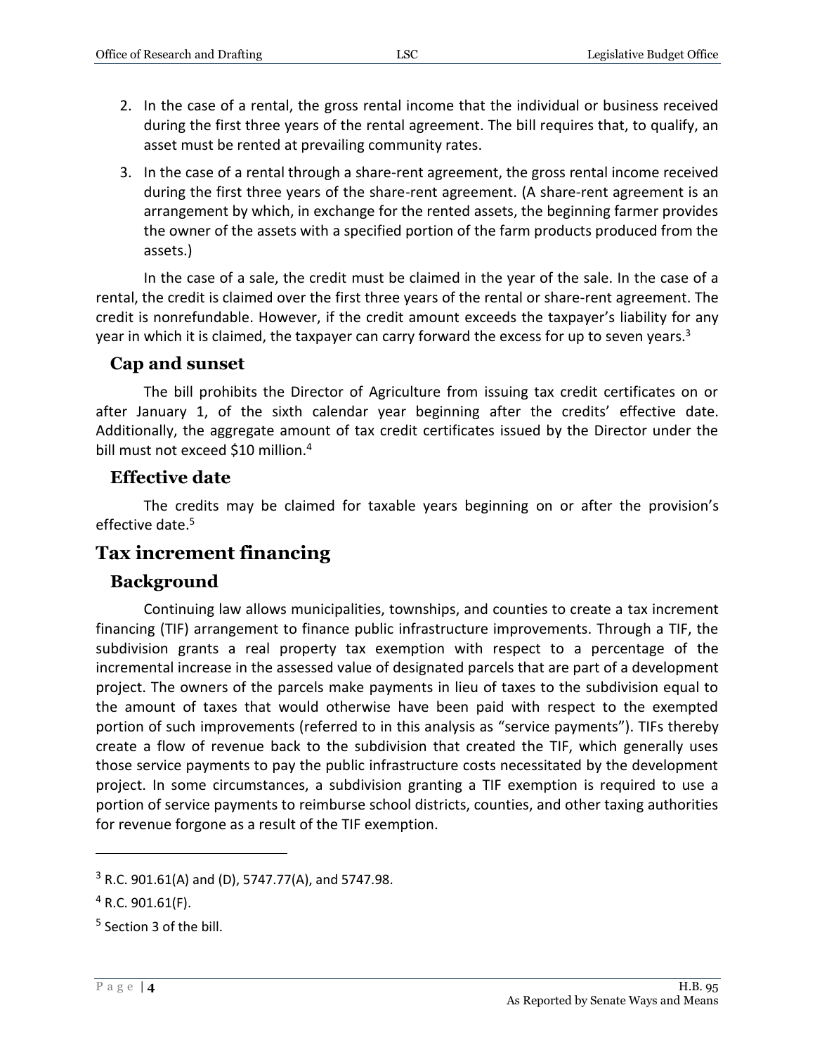2. In the case of a rental, the gross rental income that the individual or business received during the first three years of the rental agreement. The bill requires that, to qualify, an asset must be rented at prevailing community rates.
3. In the case of a rental through a share-rent agreement, the gross rental income received during the first three years of the share-rent agreement. (A share-rent agreement is an arrangement by which, in exchange for the rented assets, the beginning farmer provides the owner of the assets with a specified portion of the farm products produced from the assets.)

In the case of a sale, the credit must be claimed in the year of the sale. In the case of a rental, the credit is claimed over the first three years of the rental or share-rent agreement. The credit is nonrefundable. However, if the credit amount exceeds the taxpayer's liability for any year in which it is claimed, the taxpayer can carry forward the excess for up to seven years.[3]

### Cap and sunset

The bill prohibits the Director of Agriculture from issuing tax credit certificates on or after January 1, of the sixth calendar year beginning after the credits' effective date. Additionally, the aggregate amount of tax credit certificates issued by the Director under the bill must not exceed $10 million.[4]

### Effective date

The credits may be claimed for taxable years beginning on or after the provision's effective date.[5]

## Tax increment financing

### Background

Continuing law allows municipalities, townships, and counties to create a tax increment financing (TIF) arrangement to finance public infrastructure improvements. Through a TIF, the subdivision grants a real property tax exemption with respect to a percentage of the incremental increase in the assessed value of designated parcels that are part of a development project. The owners of the parcels make payments in lieu of taxes to the subdivision equal to the amount of taxes that would otherwise have been paid with respect to the exempted portion of such improvements (referred to in this analysis as "service payments"). TIFs thereby create a flow of revenue back to the subdivision that created the TIF, which generally uses those service payments to pay the public infrastructure costs necessitated by the development project. In some circumstances, a subdivision granting a TIF exemption is required to use a portion of service payments to reimburse school districts, counties, and other taxing authorities for revenue forgone as a result of the TIF exemption.

---

[3] R.C. 901.61(A) and (D), 5747.77(A), and 5747.98.

[4] R.C. 901.61(F).

[5] Section 3 of the bill.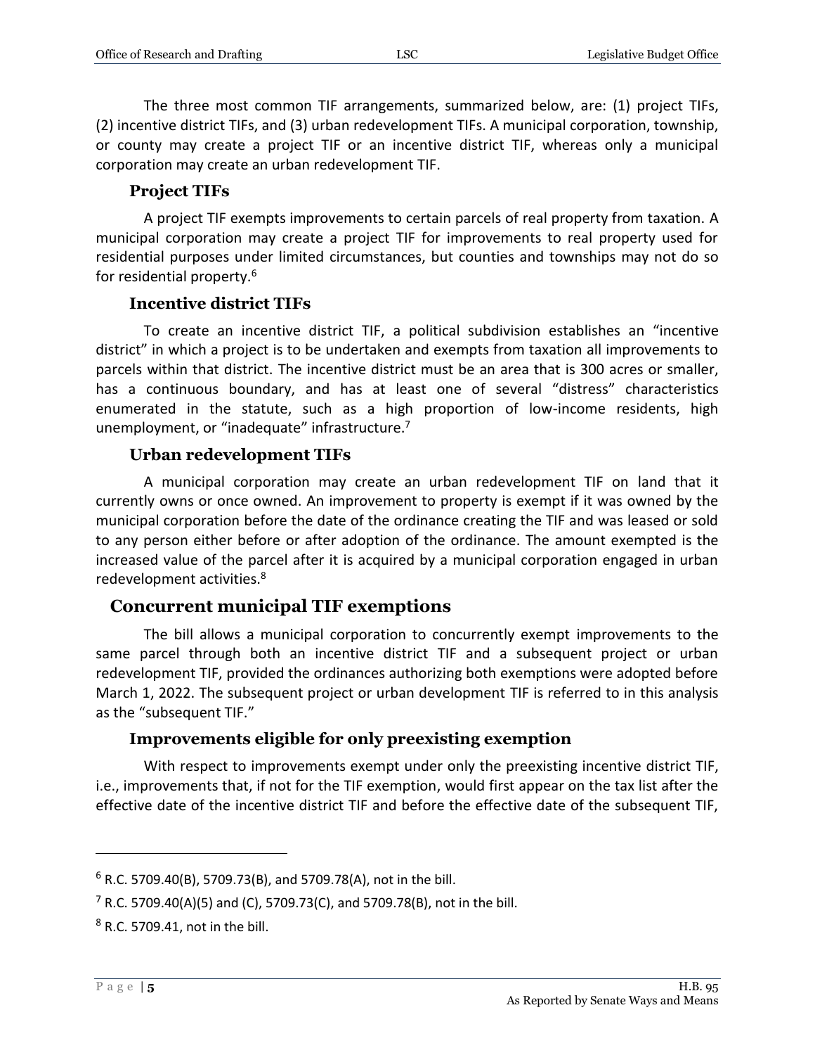The three most common TIF arrangements, summarized below, are: (1) project TIFs, (2) incentive district TIFs, and (3) urban redevelopment TIFs. A municipal corporation, township, or county may create a project TIF or an incentive district TIF, whereas only a municipal corporation may create an urban redevelopment TIF.

### Project TIFs

A project TIF exempts improvements to certain parcels of real property from taxation. A municipal corporation may create a project TIF for improvements to real property used for residential purposes under limited circumstances, but counties and townships may not do so for residential property.[6]

### Incentive district TIFs

To create an incentive district TIF, a political subdivision establishes an "incentive district" in which a project is to be undertaken and exempts from taxation all improvements to parcels within that district. The incentive district must be an area that is 300 acres or smaller, has a continuous boundary, and has at least one of several "distress" characteristics enumerated in the statute, such as a high proportion of low-income residents, high unemployment, or "inadequate" infrastructure.[7]

### Urban redevelopment TIFs

A municipal corporation may create an urban redevelopment TIF on land that it currently owns or once owned. An improvement to property is exempt if it was owned by the municipal corporation before the date of the ordinance creating the TIF and was leased or sold to any person either before or after adoption of the ordinance. The amount exempted is the increased value of the parcel after it is acquired by a municipal corporation engaged in urban redevelopment activities.[8]

## Concurrent municipal TIF exemptions

The bill allows a municipal corporation to concurrently exempt improvements to the same parcel through both an incentive district TIF and a subsequent project or urban redevelopment TIF, provided the ordinances authorizing both exemptions were adopted before March 1, 2022. The subsequent project or urban development TIF is referred to in this analysis as the "subsequent TIF."

### Improvements eligible for only preexisting exemption

With respect to improvements exempt under only the preexisting incentive district TIF, i.e., improvements that, if not for the TIF exemption, would first appear on the tax list after the effective date of the incentive district TIF and before the effective date of the subsequent TIF,

---

[6] R.C. 5709.40(B), 5709.73(B), and 5709.78(A), not in the bill.

[7] R.C. 5709.40(A)(5) and (C), 5709.73(C), and 5709.78(B), not in the bill.

[8] R.C. 5709.41, not in the bill.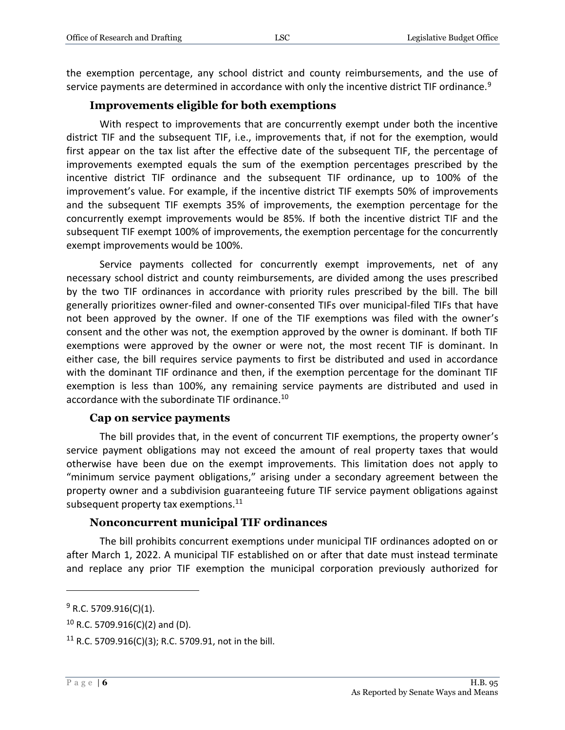the exemption percentage, any school district and county reimbursements, and the use of service payments are determined in accordance with only the incentive district TIF ordinance.[9]

### Improvements eligible for both exemptions

With respect to improvements that are concurrently exempt under both the incentive district TIF and the subsequent TIF, i.e., improvements that, if not for the exemption, would first appear on the tax list after the effective date of the subsequent TIF, the percentage of improvements exempted equals the sum of the exemption percentages prescribed by the incentive district TIF ordinance and the subsequent TIF ordinance, up to 100% of the improvement's value. For example, if the incentive district TIF exempts 50% of improvements and the subsequent TIF exempts 35% of improvements, the exemption percentage for the concurrently exempt improvements would be 85%. If both the incentive district TIF and the subsequent TIF exempt 100% of improvements, the exemption percentage for the concurrently exempt improvements would be 100%.

Service payments collected for concurrently exempt improvements, net of any necessary school district and county reimbursements, are divided among the uses prescribed by the two TIF ordinances in accordance with priority rules prescribed by the bill. The bill generally prioritizes owner-filed and owner-consented TIFs over municipal-filed TIFs that have not been approved by the owner. If one of the TIF exemptions was filed with the owner's consent and the other was not, the exemption approved by the owner is dominant. If both TIF exemptions were approved by the owner or were not, the most recent TIF is dominant. In either case, the bill requires service payments to first be distributed and used in accordance with the dominant TIF ordinance and then, if the exemption percentage for the dominant TIF exemption is less than 100%, any remaining service payments are distributed and used in accordance with the subordinate TIF ordinance.[10]

### Cap on service payments

The bill provides that, in the event of concurrent TIF exemptions, the property owner's service payment obligations may not exceed the amount of real property taxes that would otherwise have been due on the exempt improvements. This limitation does not apply to "minimum service payment obligations," arising under a secondary agreement between the property owner and a subdivision guaranteeing future TIF service payment obligations against subsequent property tax exemptions.[11]

### Nonconcurrent municipal TIF ordinances

The bill prohibits concurrent exemptions under municipal TIF ordinances adopted on or after March 1, 2022. A municipal TIF established on or after that date must instead terminate and replace any prior TIF exemption the municipal corporation previously authorized for

---

[9] R.C. 5709.916(C)(1).

[10] R.C. 5709.916(C)(2) and (D).

[11] R.C. 5709.916(C)(3); R.C. 5709.91, not in the bill.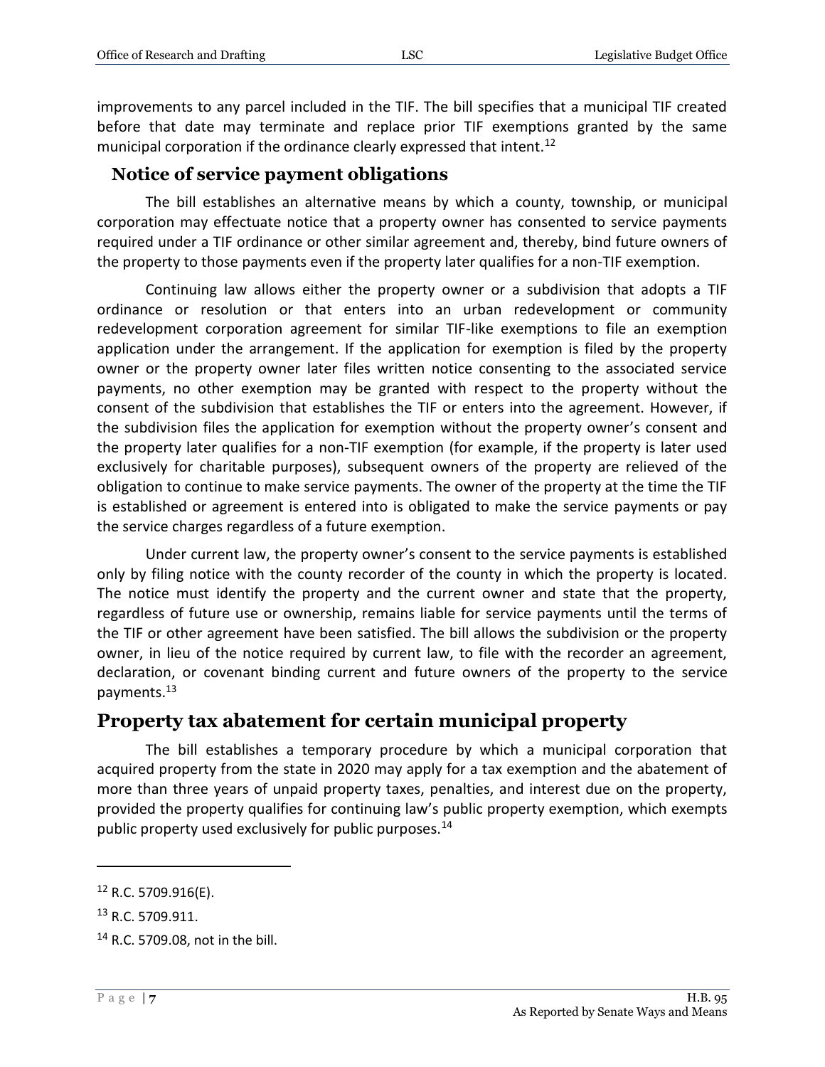improvements to any parcel included in the TIF. The bill specifies that a municipal TIF created before that date may terminate and replace prior TIF exemptions granted by the same municipal corporation if the ordinance clearly expressed that intent.[12]

### Notice of service payment obligations

The bill establishes an alternative means by which a county, township, or municipal corporation may effectuate notice that a property owner has consented to service payments required under a TIF ordinance or other similar agreement and, thereby, bind future owners of the property to those payments even if the property later qualifies for a non-TIF exemption.

Continuing law allows either the property owner or a subdivision that adopts a TIF ordinance or resolution or that enters into an urban redevelopment or community redevelopment corporation agreement for similar TIF-like exemptions to file an exemption application under the arrangement. If the application for exemption is filed by the property owner or the property owner later files written notice consenting to the associated service payments, no other exemption may be granted with respect to the property without the consent of the subdivision that establishes the TIF or enters into the agreement. However, if the subdivision files the application for exemption without the property owner's consent and the property later qualifies for a non-TIF exemption (for example, if the property is later used exclusively for charitable purposes), subsequent owners of the property are relieved of the obligation to continue to make service payments. The owner of the property at the time the TIF is established or agreement is entered into is obligated to make the service payments or pay the service charges regardless of a future exemption.

Under current law, the property owner's consent to the service payments is established only by filing notice with the county recorder of the county in which the property is located. The notice must identify the property and the current owner and state that the property, regardless of future use or ownership, remains liable for service payments until the terms of the TIF or other agreement have been satisfied. The bill allows the subdivision or the property owner, in lieu of the notice required by current law, to file with the recorder an agreement, declaration, or covenant binding current and future owners of the property to the service payments.[13]

## Property tax abatement for certain municipal property

The bill establishes a temporary procedure by which a municipal corporation that acquired property from the state in 2020 may apply for a tax exemption and the abatement of more than three years of unpaid property taxes, penalties, and interest due on the property, provided the property qualifies for continuing law's public property exemption, which exempts public property used exclusively for public purposes.[14]

---

[12] R.C. 5709.916(E).

[13] R.C. 5709.911.

[14] R.C. 5709.08, not in the bill.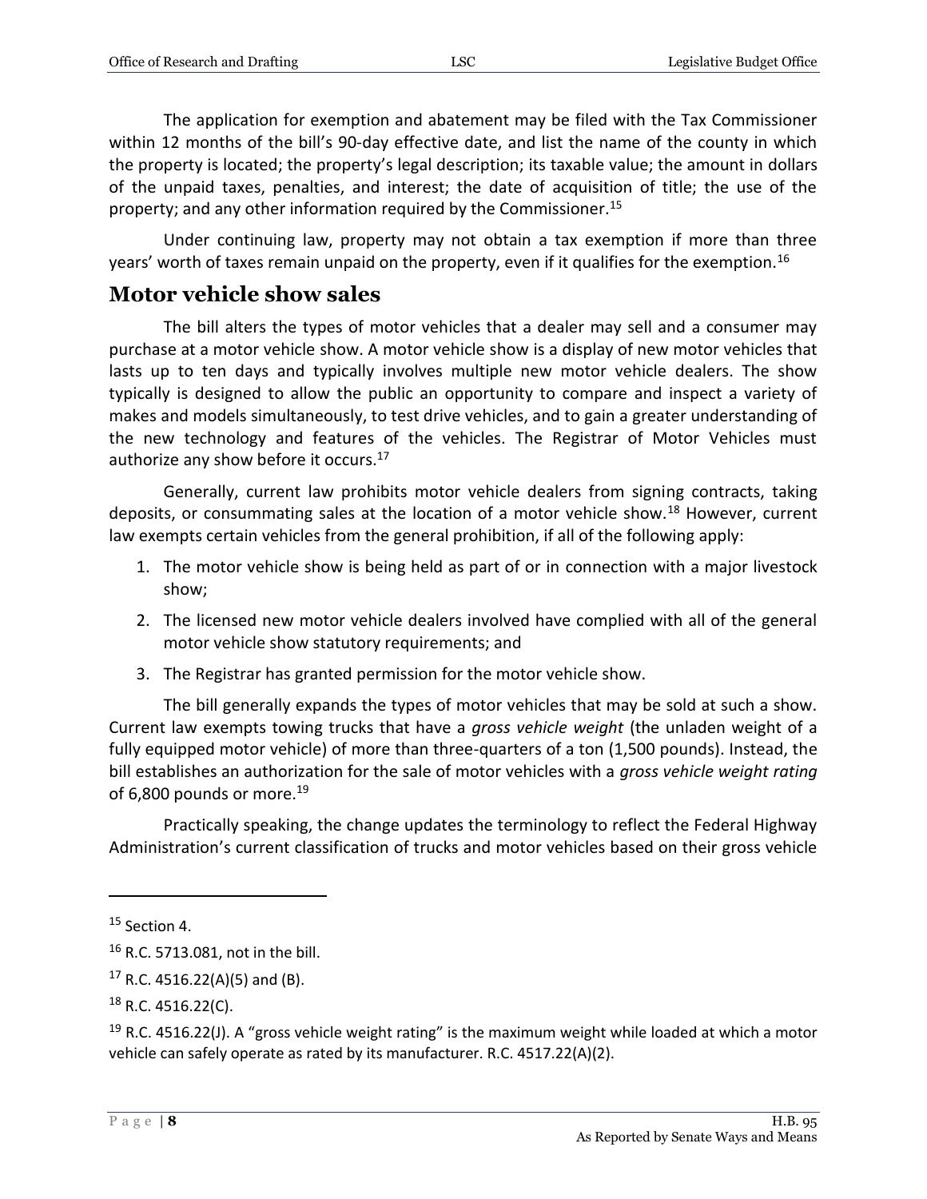The application for exemption and abatement may be filed with the Tax Commissioner within 12 months of the bill's 90-day effective date, and list the name of the county in which the property is located; the property's legal description; its taxable value; the amount in dollars of the unpaid taxes, penalties, and interest; the date of acquisition of title; the use of the property; and any other information required by the Commissioner.[15]

Under continuing law, property may not obtain a tax exemption if more than three years' worth of taxes remain unpaid on the property, even if it qualifies for the exemption.[16]

## Motor vehicle show sales

The bill alters the types of motor vehicles that a dealer may sell and a consumer may purchase at a motor vehicle show. A motor vehicle show is a display of new motor vehicles that lasts up to ten days and typically involves multiple new motor vehicle dealers. The show typically is designed to allow the public an opportunity to compare and inspect a variety of makes and models simultaneously, to test drive vehicles, and to gain a greater understanding of the new technology and features of the vehicles. The Registrar of Motor Vehicles must authorize any show before it occurs.[17]

Generally, current law prohibits motor vehicle dealers from signing contracts, taking deposits, or consummating sales at the location of a motor vehicle show.[18] However, current law exempts certain vehicles from the general prohibition, if all of the following apply:

1. The motor vehicle show is being held as part of or in connection with a major livestock show;
2. The licensed new motor vehicle dealers involved have complied with all of the general motor vehicle show statutory requirements; and
3. The Registrar has granted permission for the motor vehicle show.

The bill generally expands the types of motor vehicles that may be sold at such a show. Current law exempts towing trucks that have a *gross vehicle weight* (the unladen weight of a fully equipped motor vehicle) of more than three-quarters of a ton (1,500 pounds). Instead, the bill establishes an authorization for the sale of motor vehicles with a *gross vehicle weight rating* of 6,800 pounds or more.[19]

Practically speaking, the change updates the terminology to reflect the Federal Highway Administration's current classification of trucks and motor vehicles based on their gross vehicle

---

[15] Section 4.

[16] R.C. 5713.081, not in the bill.

[17] R.C. 4516.22(A)(5) and (B).

[18] R.C. 4516.22(C).

[19] R.C. 4516.22(J). A "gross vehicle weight rating" is the maximum weight while loaded at which a motor vehicle can safely operate as rated by its manufacturer. R.C. 4517.22(A)(2).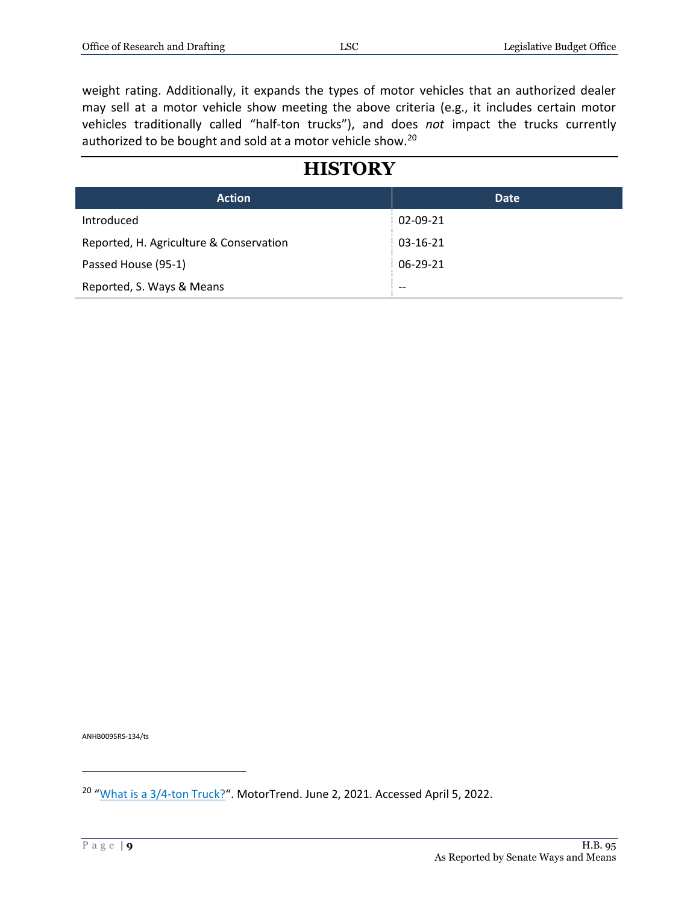weight rating. Additionally, it expands the types of motor vehicles that an authorized dealer may sell at a motor vehicle show meeting the above criteria (e.g., it includes certain motor vehicles traditionally called "half-ton trucks"), and does *not* impact the trucks currently authorized to be bought and sold at a motor vehicle show.[20]

# HISTORY

| Action | Date |
|---|---|
| Introduced | 02-09-21 |
| Reported, H. Agriculture & Conservation | 03-16-21 |
| Passed House (95-1) | 06-29-21 |
| Reported, S. Ways & Means | -- |

ANHB0095RS-134/ts

[20] "What is a 3/4-ton Truck?". MotorTrend. June 2, 2021. Accessed April 5, 2022.